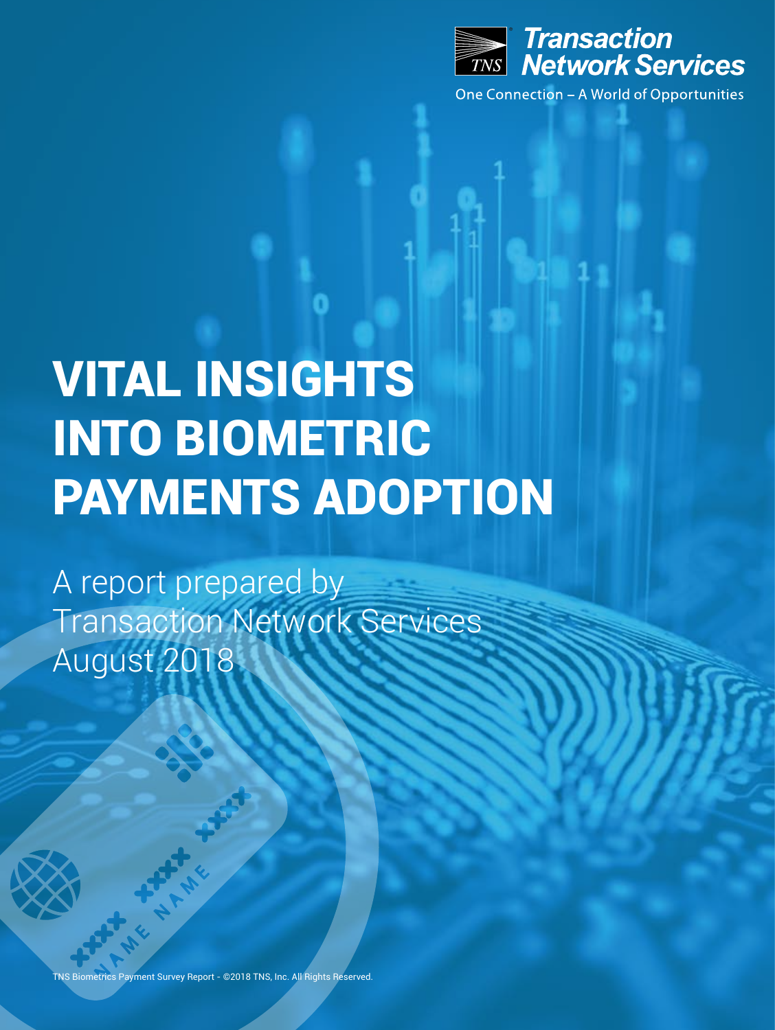Transaction Network Services

One Connection – A World of Opportunities

# VITAL INSIGHTS INTO BIOMETRIC PAYMENTS ADOPTION

A report prepared by Transaction Network Services August 2018

TNS Biometrics Payment Survey Report - ©2018 TNS, Inc. All Rights Reserved.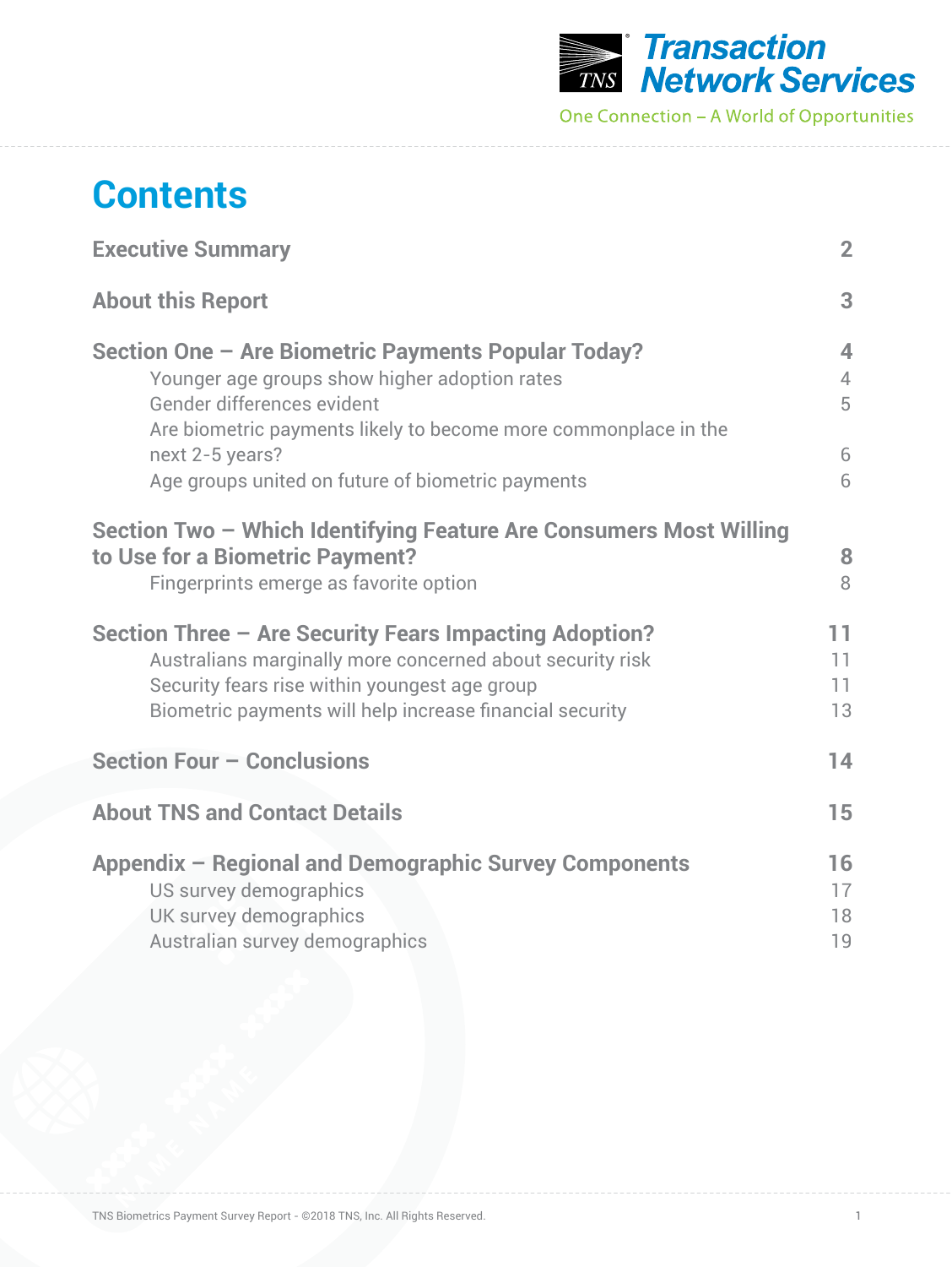# Contents

| | |
|---|---|
| **Executive Summary** | **2** |
| **About this Report** | **3** |
| **Section One – Are Biometric Payments Popular Today?** | **4** |
| Younger age groups show higher adoption rates | 4 |
| Gender differences evident | 5 |
| Are biometric payments likely to become more commonplace in the next 2-5 years? | 6 |
| Age groups united on future of biometric payments | 6 |
| **Section Two – Which Identifying Feature Are Consumers Most Willing to Use for a Biometric Payment?** | **8** |
| Fingerprints emerge as favorite option | 8 |
| **Section Three – Are Security Fears Impacting Adoption?** | **11** |
| Australians marginally more concerned about security risk | 11 |
| Security fears rise within youngest age group | 11 |
| Biometric payments will help increase financial security | 13 |
| **Section Four – Conclusions** | **14** |
| **About TNS and Contact Details** | **15** |
| **Appendix – Regional and Demographic Survey Components** | **16** |
| US survey demographics | 17 |
| UK survey demographics | 18 |
| Australian survey demographics | 19 |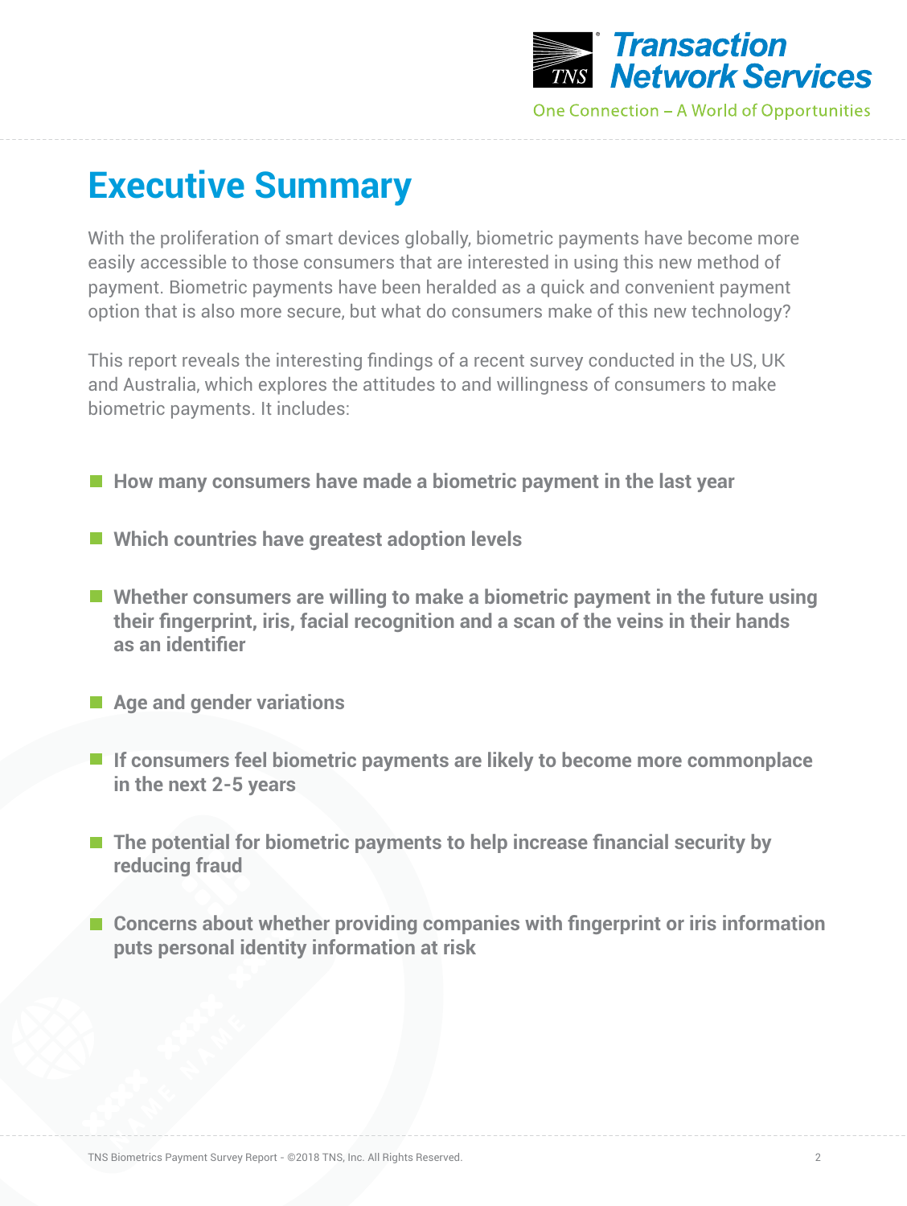# Executive Summary

With the proliferation of smart devices globally, biometric payments have become more easily accessible to those consumers that are interested in using this new method of payment. Biometric payments have been heralded as a quick and convenient payment option that is also more secure, but what do consumers make of this new technology?

This report reveals the interesting findings of a recent survey conducted in the US, UK and Australia, which explores the attitudes to and willingness of consumers to make biometric payments. It includes:

- **How many consumers have made a biometric payment in the last year**
- **Which countries have greatest adoption levels**
- **Whether consumers are willing to make a biometric payment in the future using their fingerprint, iris, facial recognition and a scan of the veins in their hands as an identifier**
- **Age and gender variations**
- **If consumers feel biometric payments are likely to become more commonplace in the next 2-5 years**
- **The potential for biometric payments to help increase financial security by reducing fraud**
- **Concerns about whether providing companies with fingerprint or iris information puts personal identity information at risk**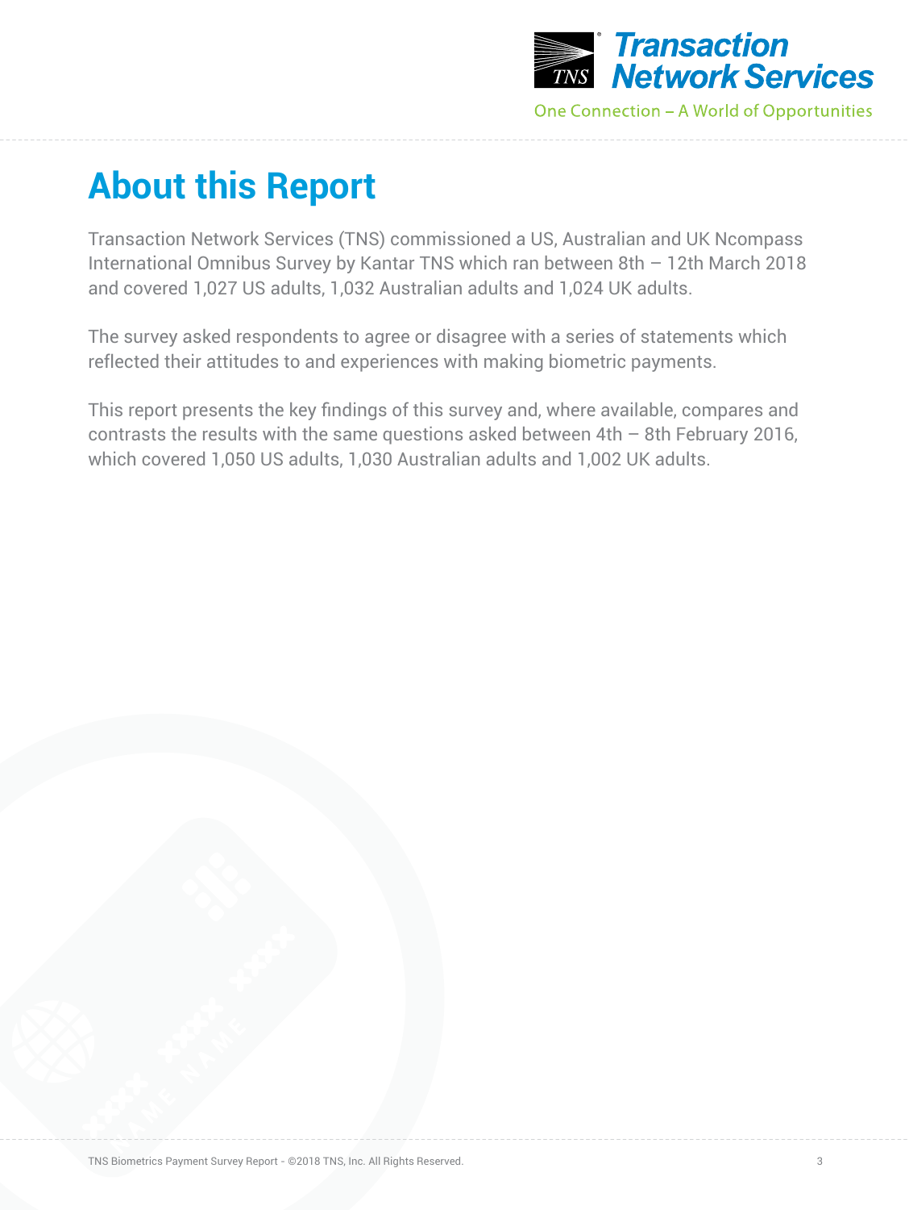# About this Report

Transaction Network Services (TNS) commissioned a US, Australian and UK Ncompass International Omnibus Survey by Kantar TNS which ran between 8th – 12th March 2018 and covered 1,027 US adults, 1,032 Australian adults and 1,024 UK adults.

The survey asked respondents to agree or disagree with a series of statements which reflected their attitudes to and experiences with making biometric payments.

This report presents the key findings of this survey and, where available, compares and contrasts the results with the same questions asked between 4th – 8th February 2016, which covered 1,050 US adults, 1,030 Australian adults and 1,002 UK adults.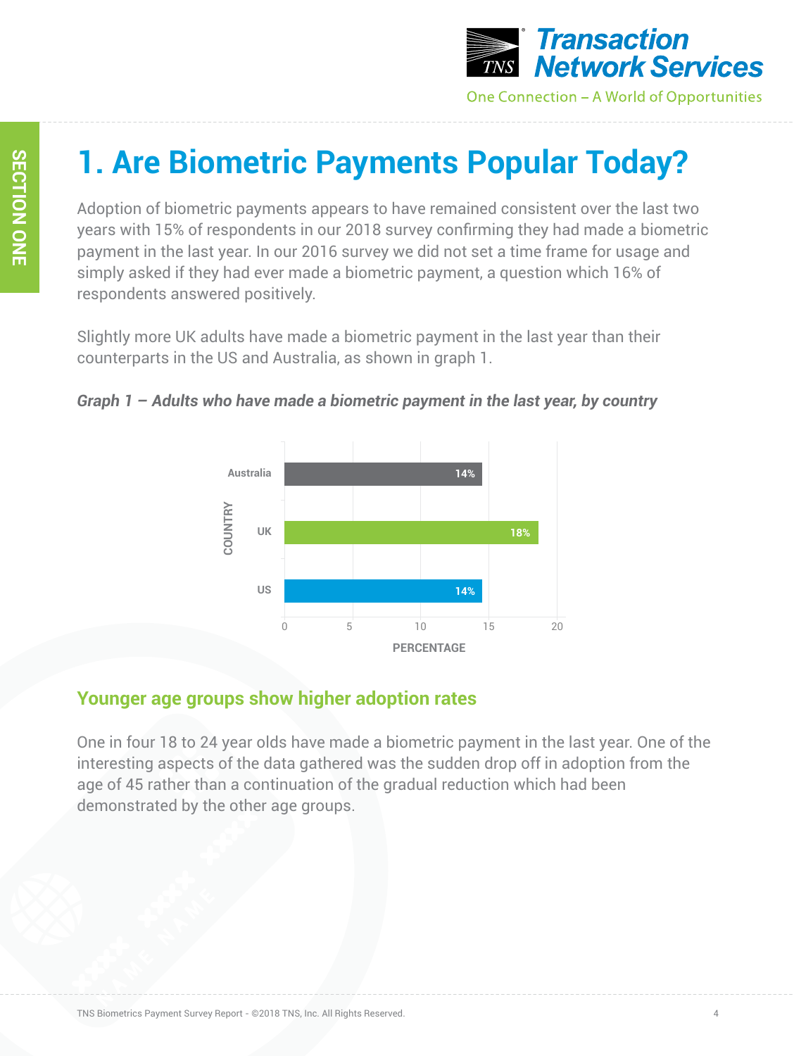SECTION ONE

# 1. Are Biometric Payments Popular Today?

Adoption of biometric payments appears to have remained consistent over the last two years with 15% of respondents in our 2018 survey confirming they had made a biometric payment in the last year. In our 2016 survey we did not set a time frame for usage and simply asked if they had ever made a biometric payment, a question which 16% of respondents answered positively.

Slightly more UK adults have made a biometric payment in the last year than their counterparts in the US and Australia, as shown in graph 1.

***Graph 1 – Adults who have made a biometric payment in the last year, by country***

| COUNTRY | PERCENTAGE |
|---|---|
| Australia | 14% |
| UK | 18% |
| US | 14% |

## Younger age groups show higher adoption rates

One in four 18 to 24 year olds have made a biometric payment in the last year. One of the interesting aspects of the data gathered was the sudden drop off in adoption from the age of 45 rather than a continuation of the gradual reduction which had been demonstrated by the other age groups.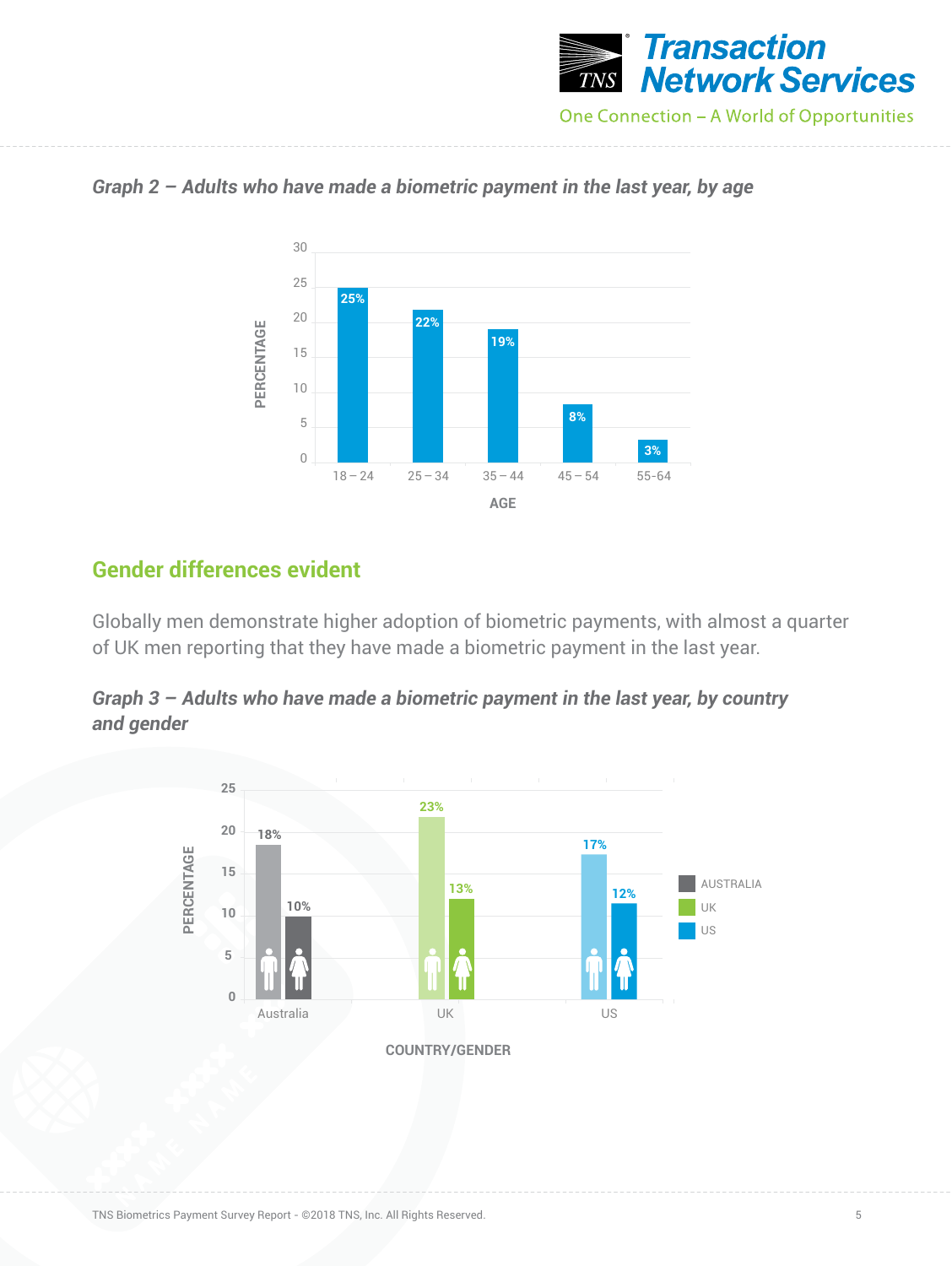*Graph 2 – Adults who have made a biometric payment in the last year, by age*

| AGE | PERCENTAGE |
|---|---|
| 18 – 24 | 25% |
| 25 – 34 | 22% |
| 35 – 44 | 19% |
| 45 – 54 | 8% |
| 55-64 | 3% |

## Gender differences evident

Globally men demonstrate higher adoption of biometric payments, with almost a quarter of UK men reporting that they have made a biometric payment in the last year.

*Graph 3 – Adults who have made a biometric payment in the last year, by country and gender*

| COUNTRY/GENDER | Men | Women |
|---|---|---|
| Australia | 18% | 10% |
| UK | 23% | 13% |
| US | 17% | 12% |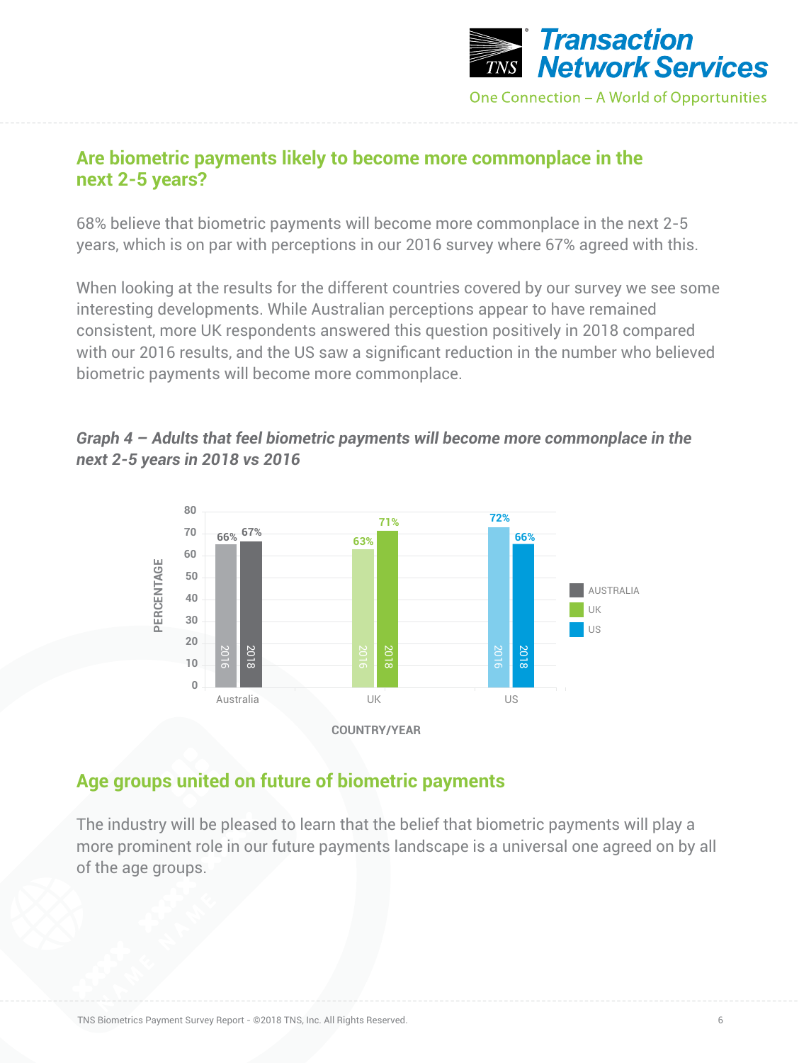## Are biometric payments likely to become more commonplace in the next 2-5 years?

68% believe that biometric payments will become more commonplace in the next 2-5 years, which is on par with perceptions in our 2016 survey where 67% agreed with this.

When looking at the results for the different countries covered by our survey we see some interesting developments. While Australian perceptions appear to have remained consistent, more UK respondents answered this question positively in 2018 compared with our 2016 results, and the US saw a significant reduction in the number who believed biometric payments will become more commonplace.

***Graph 4 – Adults that feel biometric payments will become more commonplace in the next 2-5 years in 2018 vs 2016***

| Country | 2016 | 2018 |
|---|---|---|
| Australia | 66% | 67% |
| UK | 63% | 71% |
| US | 72% | 66% |

## Age groups united on future of biometric payments

The industry will be pleased to learn that the belief that biometric payments will play a more prominent role in our future payments landscape is a universal one agreed on by all of the age groups.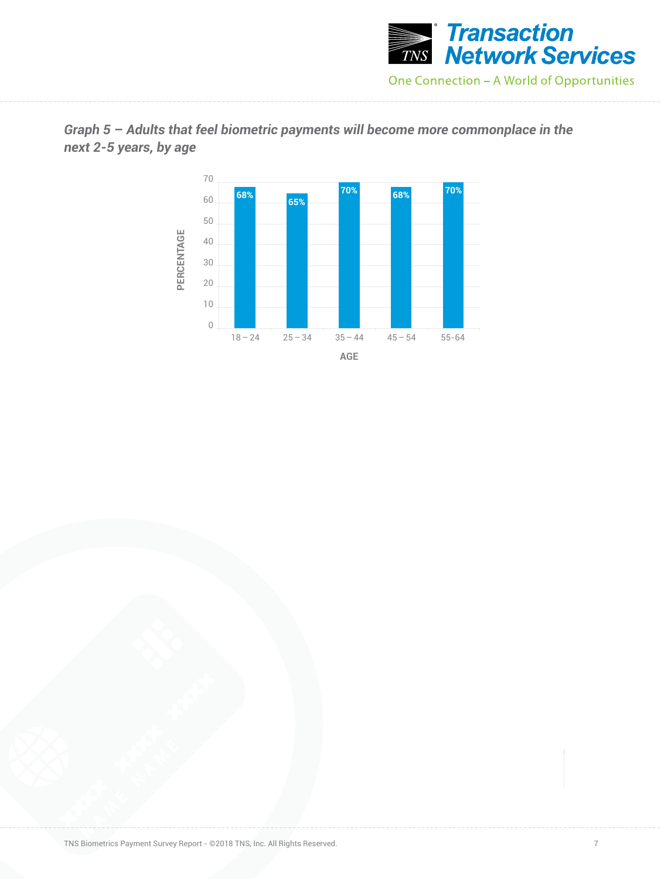***Graph 5 – Adults that feel biometric payments will become more commonplace in the next 2-5 years, by age***

| AGE | PERCENTAGE |
| --- | --- |
| 18 – 24 | 68% |
| 25 – 34 | 65% |
| 35 – 44 | 70% |
| 45 – 54 | 68% |
| 55-64 | 70% |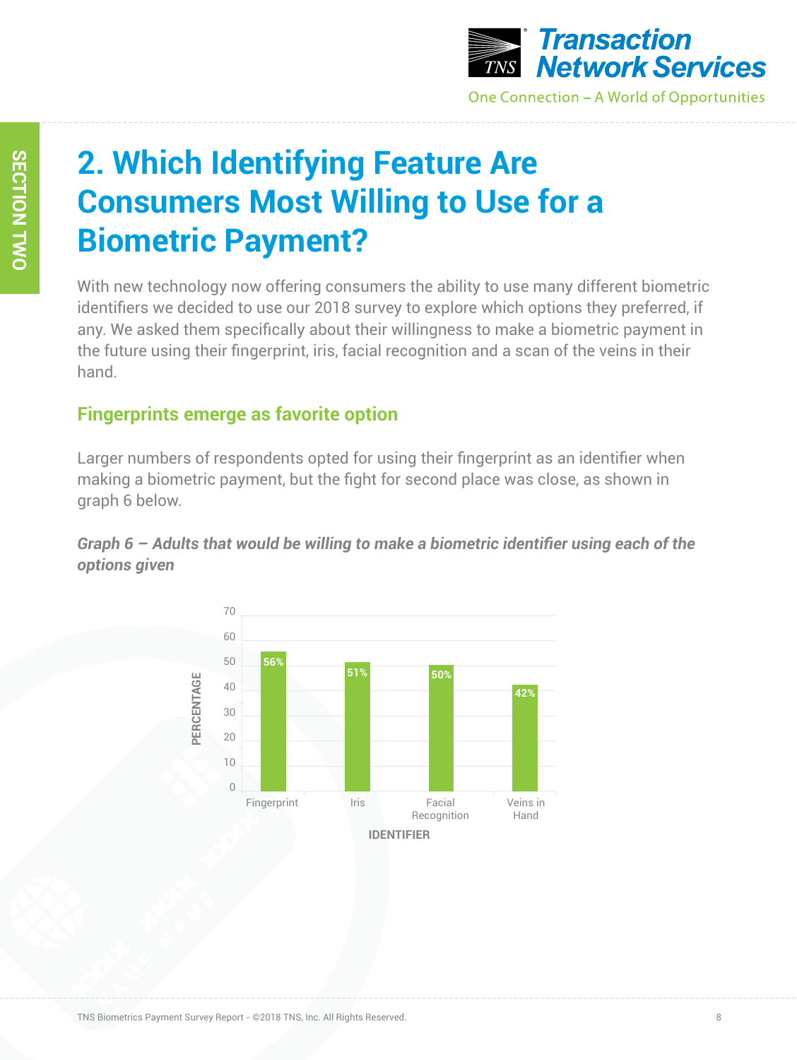# 2. Which Identifying Feature Are Consumers Most Willing to Use for a Biometric Payment?

With new technology now offering consumers the ability to use many different biometric identifiers we decided to use our 2018 survey to explore which options they preferred, if any. We asked them specifically about their willingness to make a biometric payment in the future using their fingerprint, iris, facial recognition and a scan of the veins in their hand.

## Fingerprints emerge as favorite option

Larger numbers of respondents opted for using their fingerprint as an identifier when making a biometric payment, but the fight for second place was close, as shown in graph 6 below.

***Graph 6 – Adults that would be willing to make a biometric identifier using each of the options given***

| IDENTIFIER | PERCENTAGE |
|---|---|
| Fingerprint | 56% |
| Iris | 51% |
| Facial Recognition | 50% |
| Veins in Hand | 42% |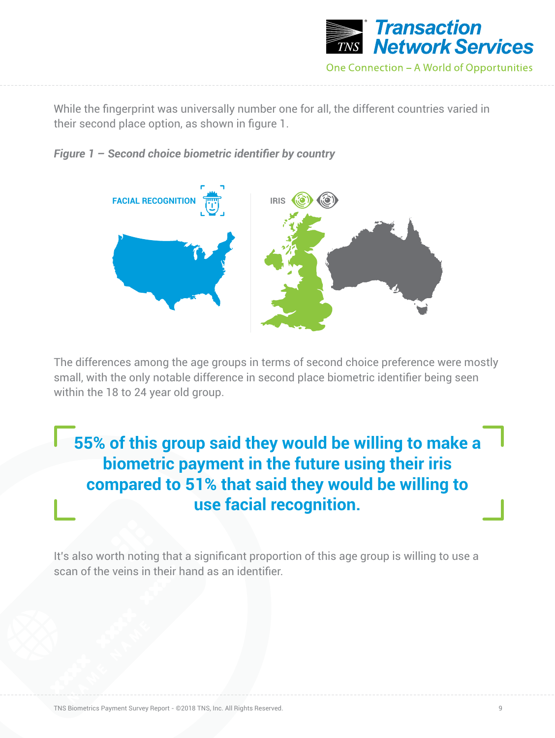While the fingerprint was universally number one for all, the different countries varied in their second place option, as shown in figure 1.

*Figure 1 – Second choice biometric identifier by country*

FACIAL RECOGNITION

IRIS

The differences among the age groups in terms of second choice preference were mostly small, with the only notable difference in second place biometric identifier being seen within the 18 to 24 year old group.

**55% of this group said they would be willing to make a biometric payment in the future using their iris compared to 51% that said they would be willing to use facial recognition.**

It's also worth noting that a significant proportion of this age group is willing to use a scan of the veins in their hand as an identifier.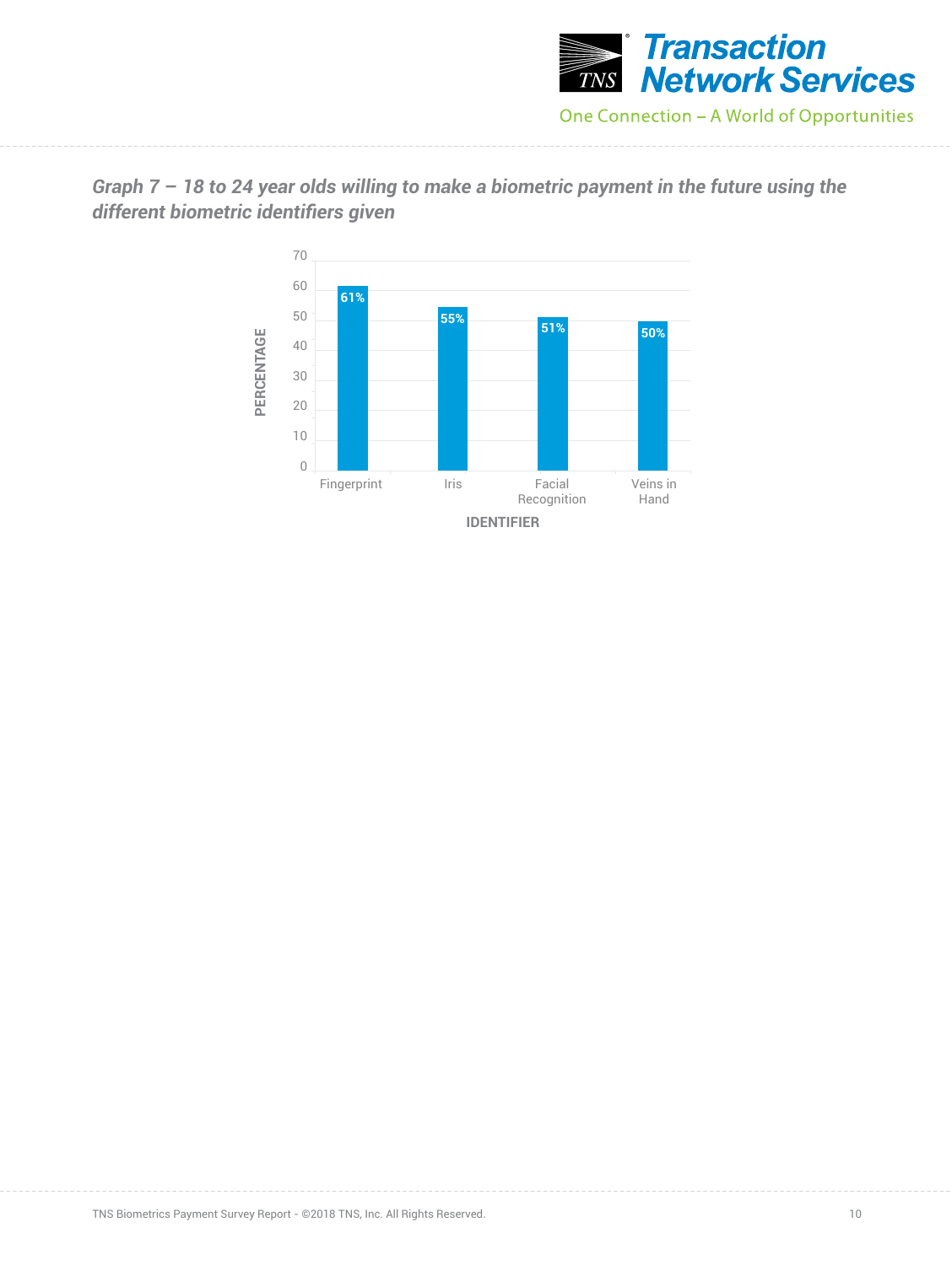*Graph 7 – 18 to 24 year olds willing to make a biometric payment in the future using the different biometric identifiers given*

| IDENTIFIER | PERCENTAGE |
|---|---|
| Fingerprint | 61% |
| Iris | 55% |
| Facial Recognition | 51% |
| Veins in Hand | 50% |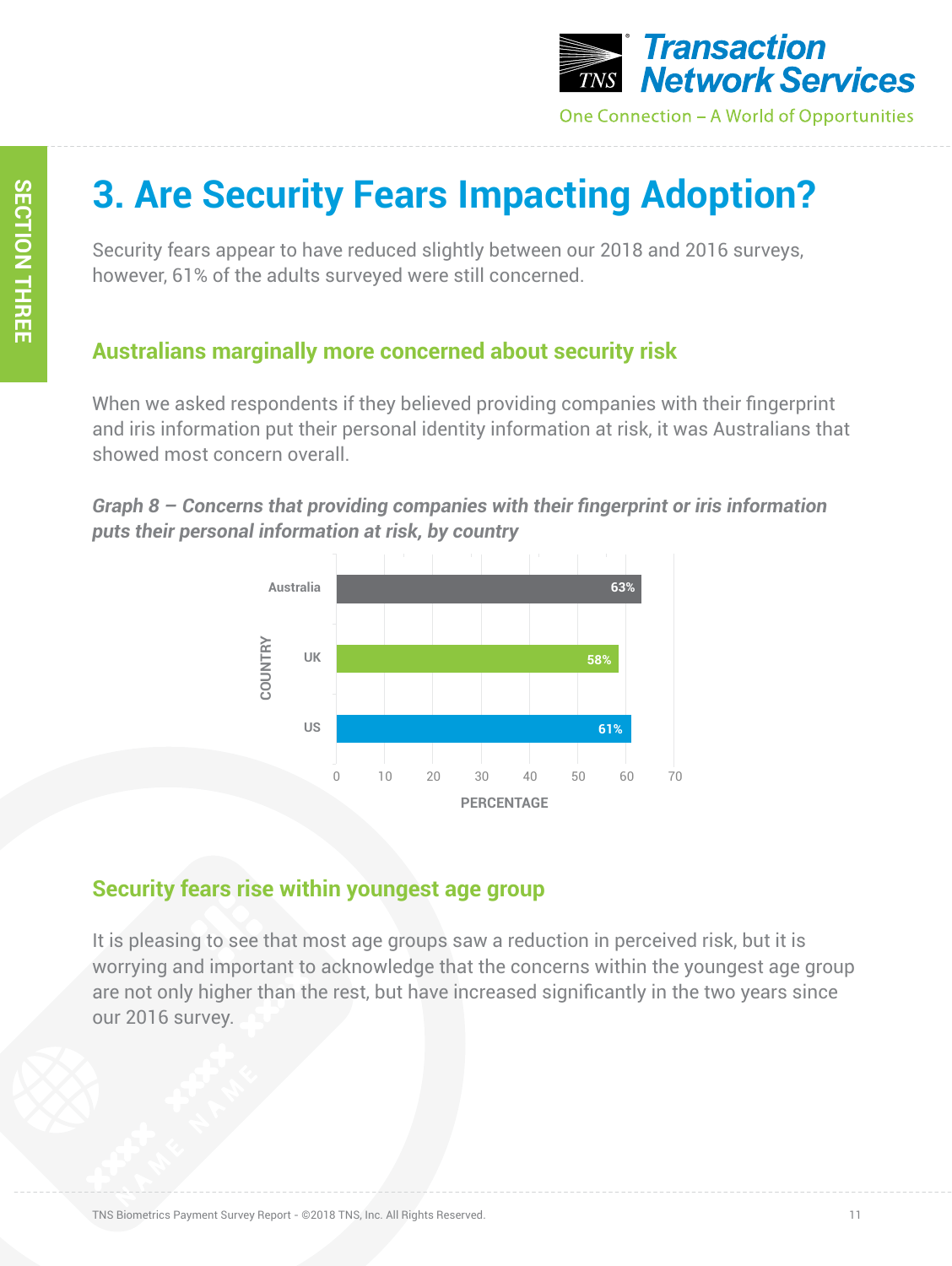# 3. Are Security Fears Impacting Adoption?

Security fears appear to have reduced slightly between our 2018 and 2016 surveys, however, 61% of the adults surveyed were still concerned.

## Australians marginally more concerned about security risk

When we asked respondents if they believed providing companies with their fingerprint and iris information put their personal identity information at risk, it was Australians that showed most concern overall.

***Graph 8 – Concerns that providing companies with their fingerprint or iris information puts their personal information at risk, by country***

| Country | Percentage |
| --- | --- |
| Australia | 63% |
| UK | 58% |
| US | 61% |

## Security fears rise within youngest age group

It is pleasing to see that most age groups saw a reduction in perceived risk, but it is worrying and important to acknowledge that the concerns within the youngest age group are not only higher than the rest, but have increased significantly in the two years since our 2016 survey.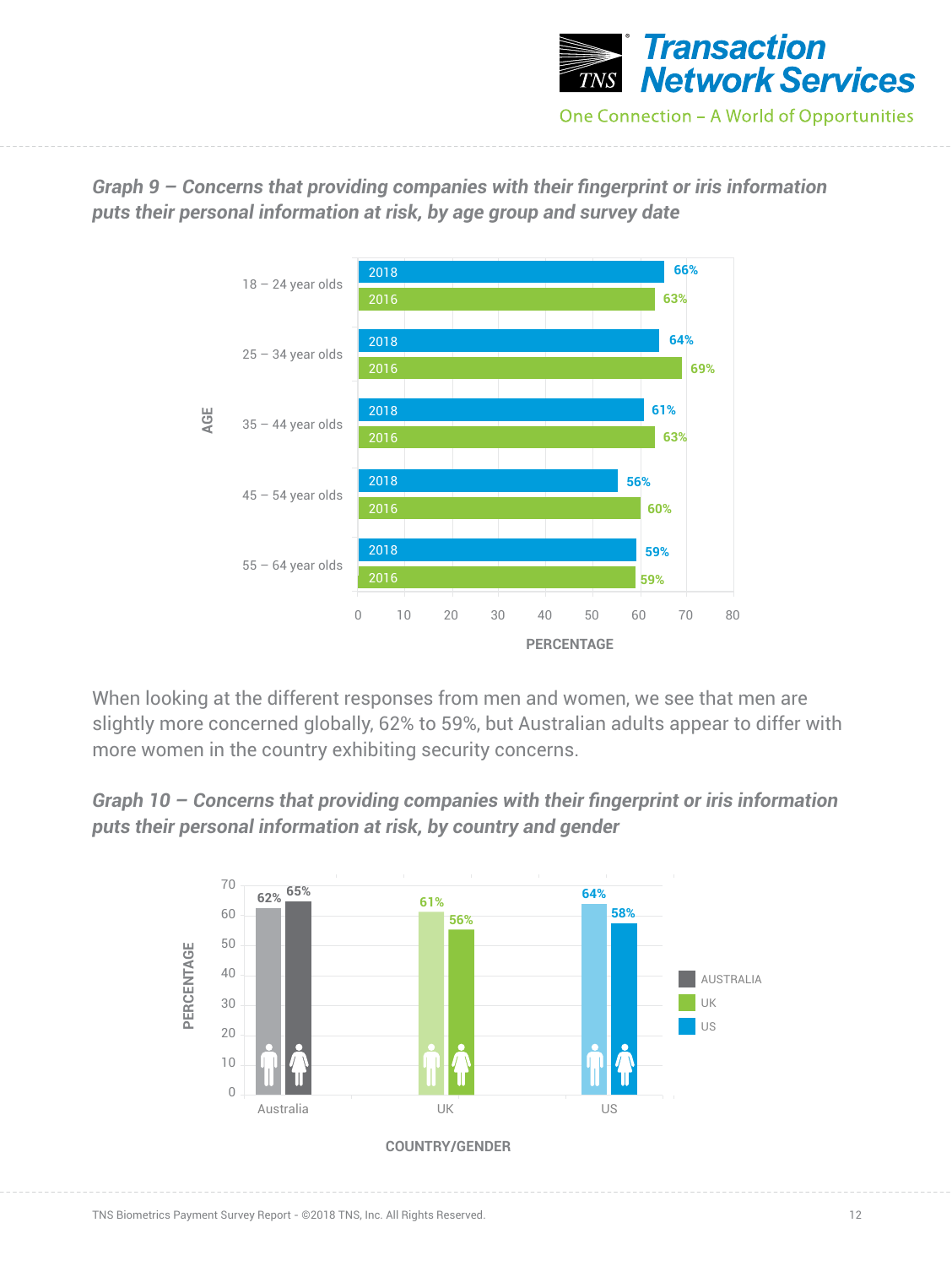*Graph 9 – Concerns that providing companies with their fingerprint or iris information puts their personal information at risk, by age group and survey date*

| AGE | 2018 | 2016 |
|---|---|---|
| 18 – 24 year olds | 66% | 63% |
| 25 – 34 year olds | 64% | 69% |
| 35 – 44 year olds | 61% | 63% |
| 45 – 54 year olds | 56% | 60% |
| 55 – 64 year olds | 59% | 59% |

When looking at the different responses from men and women, we see that men are slightly more concerned globally, 62% to 59%, but Australian adults appear to differ with more women in the country exhibiting security concerns.

*Graph 10 – Concerns that providing companies with their fingerprint or iris information puts their personal information at risk, by country and gender*

| COUNTRY/GENDER | Men | Women |
|---|---|---|
| Australia | 62% | 65% |
| UK | 61% | 56% |
| US | 64% | 58% |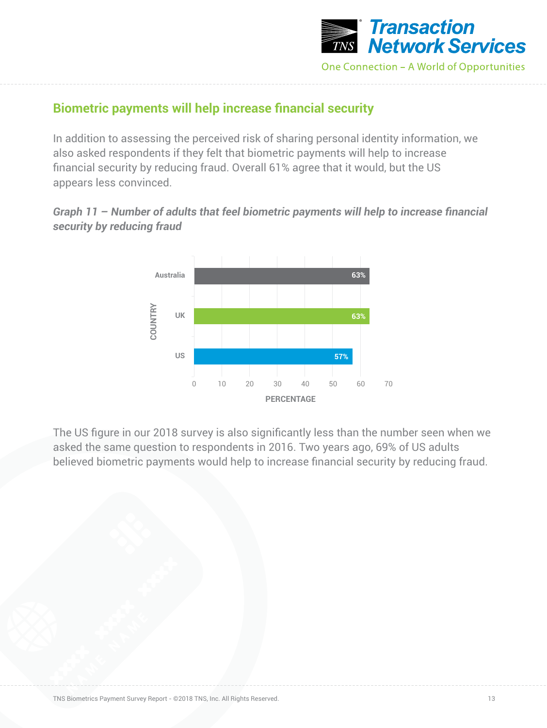## Biometric payments will help increase financial security

In addition to assessing the perceived risk of sharing personal identity information, we also asked respondents if they felt that biometric payments will help to increase financial security by reducing fraud. Overall 61% agree that it would, but the US appears less convinced.

*Graph 11 – Number of adults that feel biometric payments will help to increase financial security by reducing fraud*

| COUNTRY | PERCENTAGE |
|---|---|
| Australia | 63% |
| UK | 63% |
| US | 57% |

The US figure in our 2018 survey is also significantly less than the number seen when we asked the same question to respondents in 2016. Two years ago, 69% of US adults believed biometric payments would help to increase financial security by reducing fraud.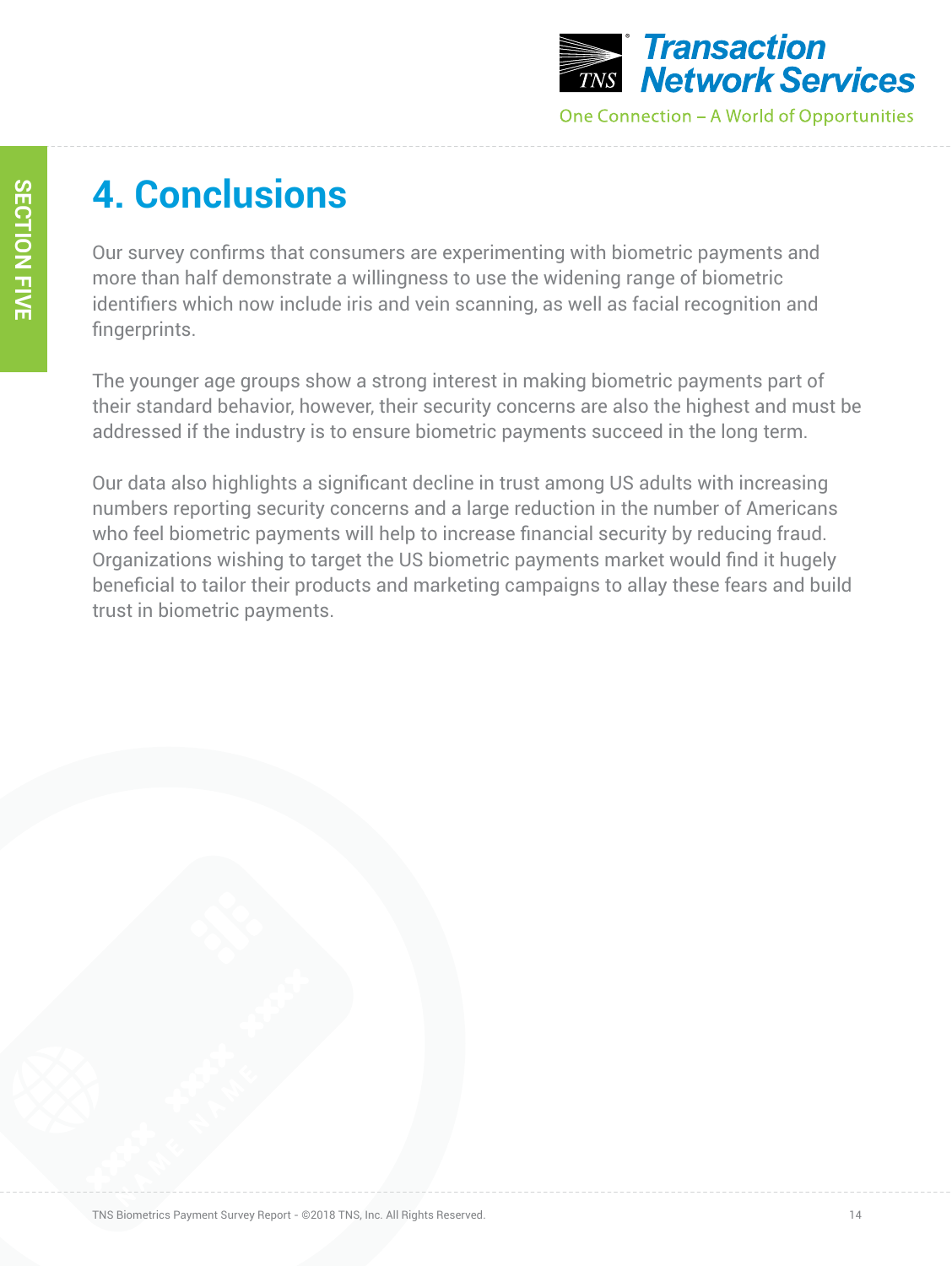# 4. Conclusions

Our survey confirms that consumers are experimenting with biometric payments and more than half demonstrate a willingness to use the widening range of biometric identifiers which now include iris and vein scanning, as well as facial recognition and fingerprints.

The younger age groups show a strong interest in making biometric payments part of their standard behavior, however, their security concerns are also the highest and must be addressed if the industry is to ensure biometric payments succeed in the long term.

Our data also highlights a significant decline in trust among US adults with increasing numbers reporting security concerns and a large reduction in the number of Americans who feel biometric payments will help to increase financial security by reducing fraud. Organizations wishing to target the US biometric payments market would find it hugely beneficial to tailor their products and marketing campaigns to allay these fears and build trust in biometric payments.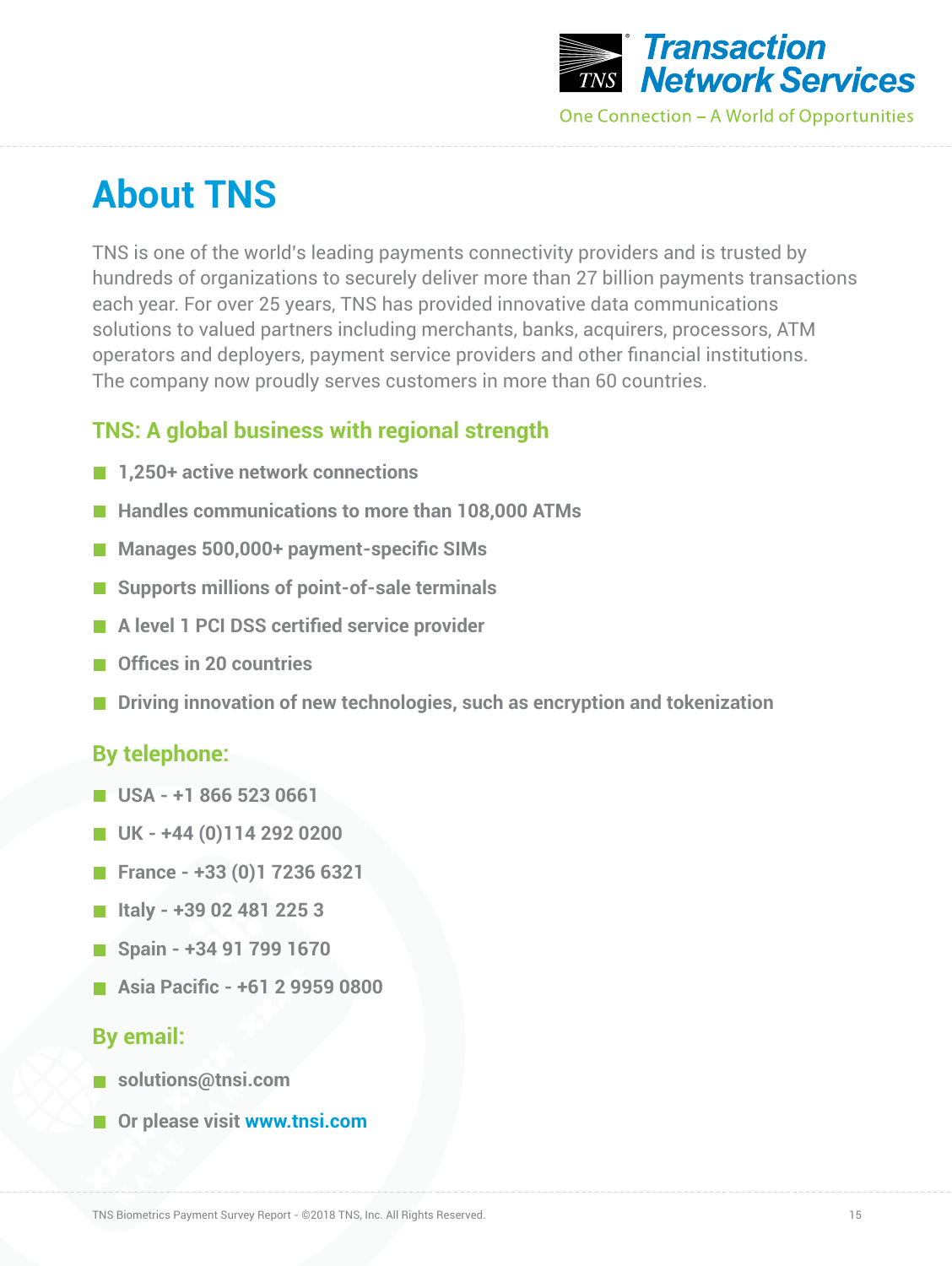Transaction Network Services

One Connection – A World of Opportunities

# About TNS

TNS is one of the world's leading payments connectivity providers and is trusted by hundreds of organizations to securely deliver more than 27 billion payments transactions each year. For over 25 years, TNS has provided innovative data communications solutions to valued partners including merchants, banks, acquirers, processors, ATM operators and deployers, payment service providers and other financial institutions. The company now proudly serves customers in more than 60 countries.

## TNS: A global business with regional strength

- **1,250+ active network connections**
- **Handles communications to more than 108,000 ATMs**
- **Manages 500,000+ payment-specific SIMs**
- **Supports millions of point-of-sale terminals**
- **A level 1 PCI DSS certified service provider**
- **Offices in 20 countries**
- **Driving innovation of new technologies, such as encryption and tokenization**

## By telephone:

- **USA - +1 866 523 0661**
- **UK - +44 (0)114 292 0200**
- **France - +33 (0)1 7236 6321**
- **Italy - +39 02 481 225 3**
- **Spain - +34 91 799 1670**
- **Asia Pacific - +61 2 9959 0800**

## By email:

- **solutions@tnsi.com**
- **Or please visit www.tnsi.com**

TNS Biometrics Payment Survey Report - ©2018 TNS, Inc. All Rights Reserved.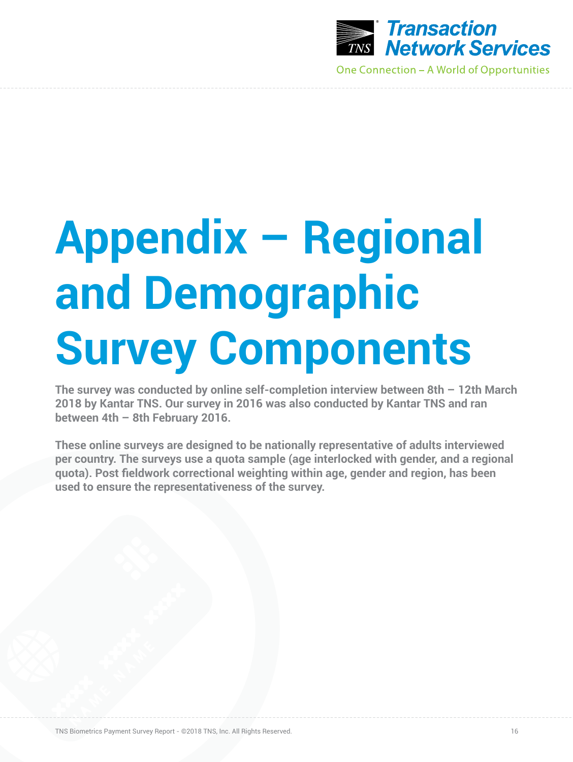# Appendix – Regional and Demographic Survey Components

**The survey was conducted by online self-completion interview between 8th – 12th March 2018 by Kantar TNS. Our survey in 2016 was also conducted by Kantar TNS and ran between 4th – 8th February 2016.**

**These online surveys are designed to be nationally representative of adults interviewed per country. The surveys use a quota sample (age interlocked with gender, and a regional quota). Post fieldwork correctional weighting within age, gender and region, has been used to ensure the representativeness of the survey.**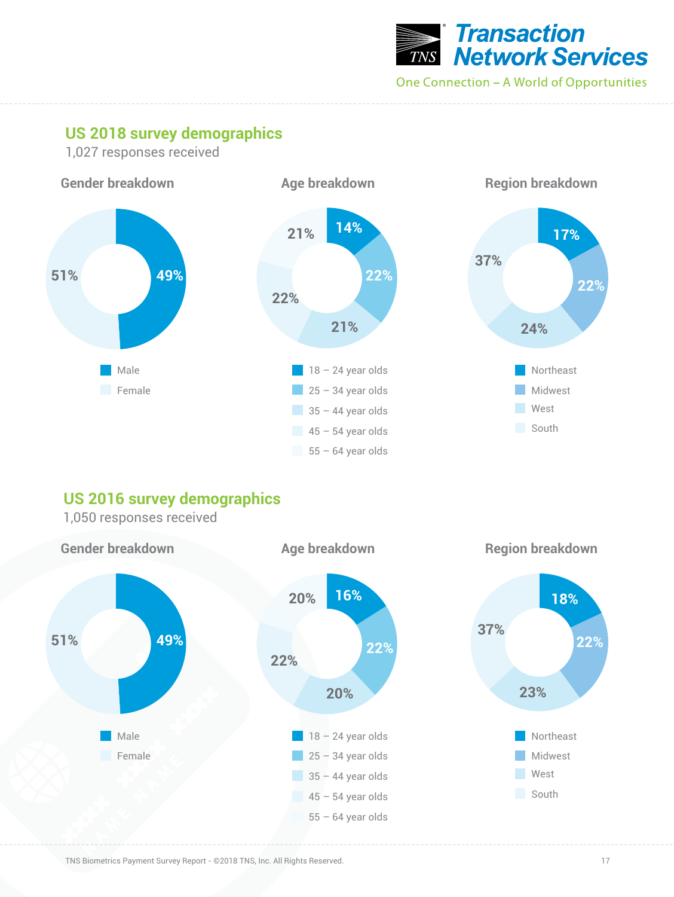## US 2018 survey demographics

1,027 responses received

### Gender breakdown

| Gender | Percentage |
|---|---|
| Male | 49% |
| Female | 51% |

### Age breakdown

| Age | Percentage |
|---|---|
| 18 – 24 year olds | 14% |
| 25 – 34 year olds | 22% |
| 35 – 44 year olds | 21% |
| 45 – 54 year olds | 22% |
| 55 – 64 year olds | 21% |

### Region breakdown

| Region | Percentage |
|---|---|
| Northeast | 17% |
| Midwest | 22% |
| West | 24% |
| South | 37% |

## US 2016 survey demographics

1,050 responses received

### Gender breakdown

| Gender | Percentage |
|---|---|
| Male | 49% |
| Female | 51% |

### Age breakdown

| Age | Percentage |
|---|---|
| 18 – 24 year olds | 16% |
| 25 – 34 year olds | 22% |
| 35 – 44 year olds | 20% |
| 45 – 54 year olds | 22% |
| 55 – 64 year olds | 20% |

### Region breakdown

| Region | Percentage |
|---|---|
| Northeast | 18% |
| Midwest | 22% |
| West | 23% |
| South | 37% |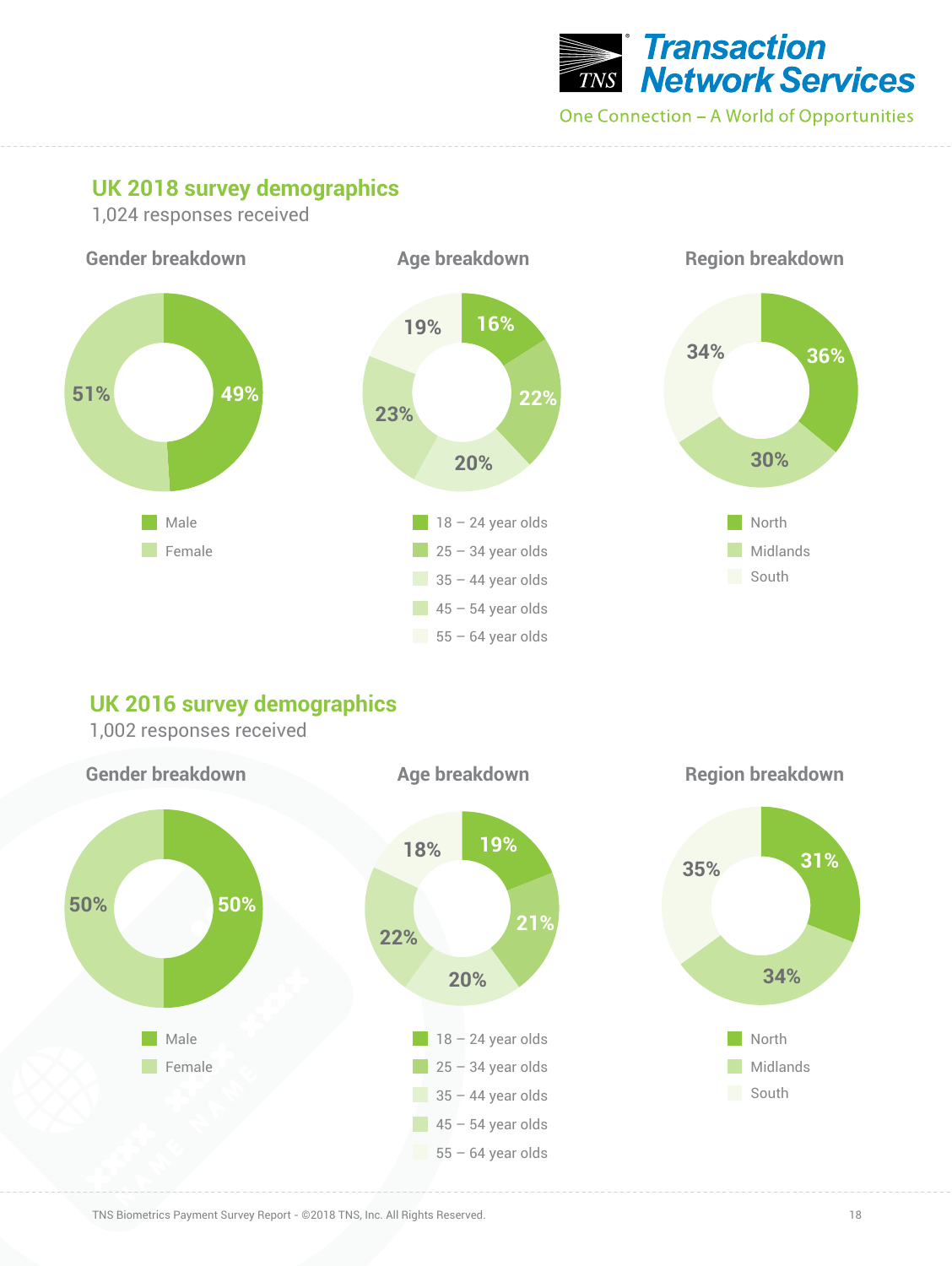## UK 2018 survey demographics

1,024 responses received

### Gender breakdown

| Gender | Percentage |
|---|---|
| Male | 49% |
| Female | 51% |

### Age breakdown

| Age group | Percentage |
|---|---|
| 18 – 24 year olds | 16% |
| 25 – 34 year olds | 22% |
| 35 – 44 year olds | 20% |
| 45 – 54 year olds | 23% |
| 55 – 64 year olds | 19% |

### Region breakdown

| Region | Percentage |
|---|---|
| North | 36% |
| Midlands | 30% |
| South | 34% |

## UK 2016 survey demographics

1,002 responses received

### Gender breakdown

| Gender | Percentage |
|---|---|
| Male | 50% |
| Female | 50% |

### Age breakdown

| Age group | Percentage |
|---|---|
| 18 – 24 year olds | 19% |
| 25 – 34 year olds | 21% |
| 35 – 44 year olds | 20% |
| 45 – 54 year olds | 22% |
| 55 – 64 year olds | 18% |

### Region breakdown

| Region | Percentage |
|---|---|
| North | 31% |
| Midlands | 34% |
| South | 35% |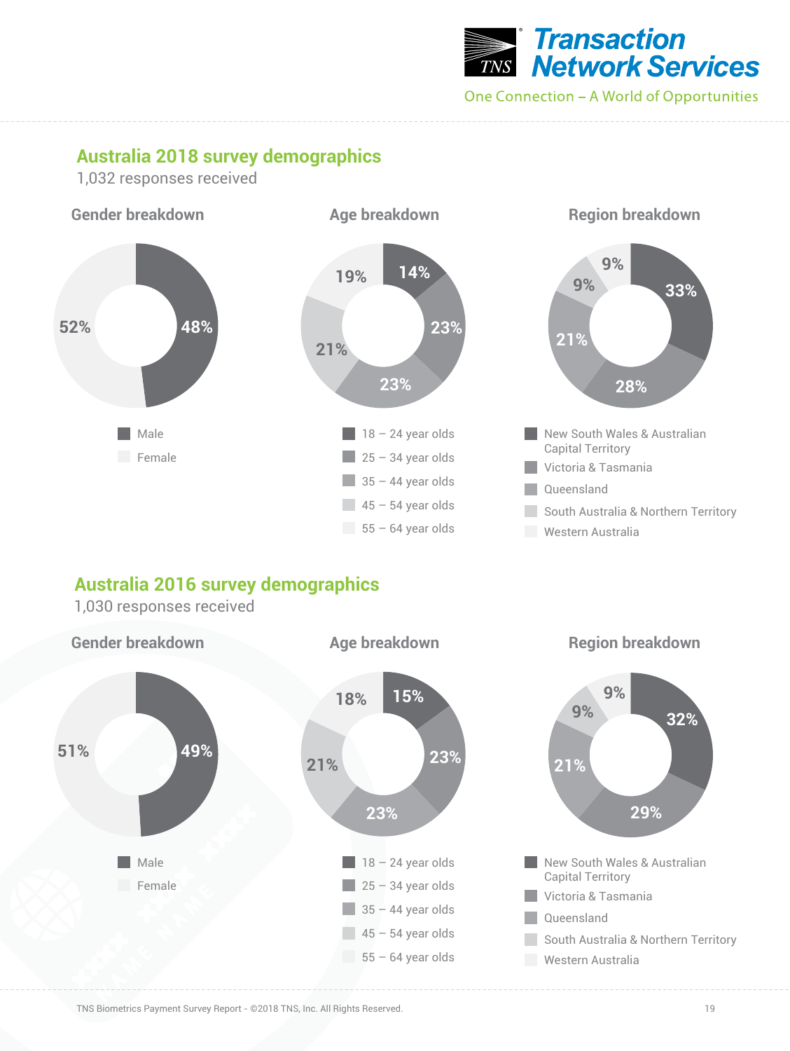## Australia 2018 survey demographics

1,032 responses received

### Gender breakdown

48%
52%

- Male
- Female

### Age breakdown

14%
23%
23%
21%
19%

- 18 – 24 year olds
- 25 – 34 year olds
- 35 – 44 year olds
- 45 – 54 year olds
- 55 – 64 year olds

### Region breakdown

33%
28%
21%
9%
9%

- New South Wales & Australian Capital Territory
- Victoria & Tasmania
- Queensland
- South Australia & Northern Territory
- Western Australia

## Australia 2016 survey demographics

1,030 responses received

### Gender breakdown

49%
51%

- Male
- Female

### Age breakdown

15%
23%
23%
21%
18%

- 18 – 24 year olds
- 25 – 34 year olds
- 35 – 44 year olds
- 45 – 54 year olds
- 55 – 64 year olds

### Region breakdown

32%
29%
21%
9%
9%

- New South Wales & Australian Capital Territory
- Victoria & Tasmania
- Queensland
- South Australia & Northern Territory
- Western Australia